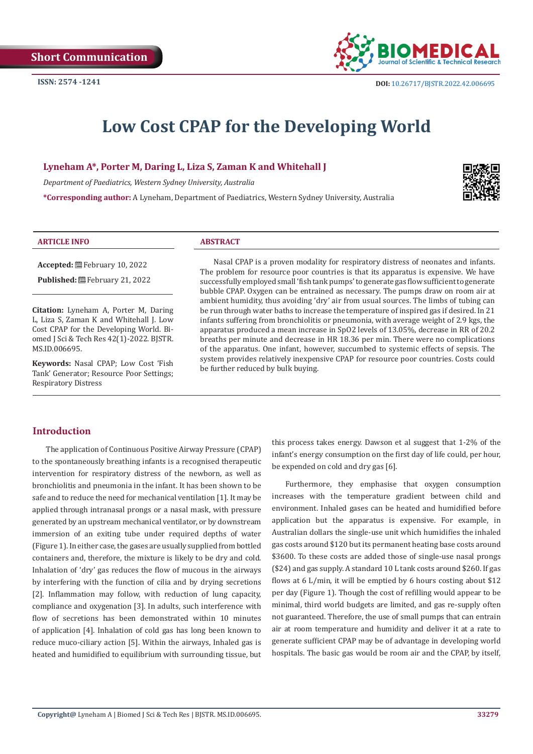Short Communication

ISSN: 2574 -1241

DOI: 10.26717/BJSTR.2022.42.006695

# Low Cost CPAP for the Developing World

**Lyneham A\*, Porter M, Daring L, Liza S, Zaman K and Whitehall J**

*Department of Paediatrics, Western Sydney University, Australia*

**\*Corresponding author:** A Lyneham, Department of Paediatrics, Western Sydney University, Australia

### ARTICLE INFO

**Accepted:** February 10, 2022

**Published:** February 21, 2022

**Citation:** Lyneham A, Porter M, Daring L, Liza S, Zaman K and Whitehall J. Low Cost CPAP for the Developing World. Biomed J Sci & Tech Res 42(1)-2022. BJSTR. MS.ID.006695.

**Keywords:** Nasal CPAP; Low Cost 'Fish Tank' Generator; Resource Poor Settings; Respiratory Distress

### ABSTRACT

Nasal CPAP is a proven modality for respiratory distress of neonates and infants. The problem for resource poor countries is that its apparatus is expensive. We have successfully employed small 'fish tank pumps' to generate gas flow sufficient to generate bubble CPAP. Oxygen can be entrained as necessary. The pumps draw on room air at ambient humidity, thus avoiding 'dry' air from usual sources. The limbs of tubing can be run through water baths to increase the temperature of inspired gas if desired. In 21 infants suffering from bronchiolitis or pneumonia, with average weight of 2.9 kgs, the apparatus produced a mean increase in SpO2 levels of 13.05%, decrease in RR of 20.2 breaths per minute and decrease in HR 18.36 per min. There were no complications of the apparatus. One infant, however, succumbed to systemic effects of sepsis. The system provides relatively inexpensive CPAP for resource poor countries. Costs could be further reduced by bulk buying.

## Introduction

The application of Continuous Positive Airway Pressure (CPAP) to the spontaneously breathing infants is a recognised therapeutic intervention for respiratory distress of the newborn, as well as bronchiolitis and pneumonia in the infant. It has been shown to be safe and to reduce the need for mechanical ventilation [1]. It may be applied through intranasal prongs or a nasal mask, with pressure generated by an upstream mechanical ventilator, or by downstream immersion of an exiting tube under required depths of water (Figure 1). In either case, the gases are usually supplied from bottled containers and, therefore, the mixture is likely to be dry and cold. Inhalation of 'dry' gas reduces the flow of mucous in the airways by interfering with the function of cilia and by drying secretions [2]. Inflammation may follow, with reduction of lung capacity, compliance and oxygenation [3]. In adults, such interference with flow of secretions has been demonstrated within 10 minutes of application [4]. Inhalation of cold gas has long been known to reduce muco-ciliary action [5]. Within the airways, Inhaled gas is heated and humidified to equilibrium with surrounding tissue, but this process takes energy. Dawson et al suggest that 1-2% of the infant's energy consumption on the first day of life could, per hour, be expended on cold and dry gas [6].

Furthermore, they emphasise that oxygen consumption increases with the temperature gradient between child and environment. Inhaled gases can be heated and humidified before application but the apparatus is expensive. For example, in Australian dollars the single-use unit which humidifies the inhaled gas costs around $120 but its permanent heating base costs around $3600. To these costs are added those of single-use nasal prongs ($24) and gas supply. A standard 10 L tank costs around $260. If gas flows at 6 L/min, it will be emptied by 6 hours costing about $12 per day (Figure 1). Though the cost of refilling would appear to be minimal, third world budgets are limited, and gas re-supply often not guaranteed. Therefore, the use of small pumps that can entrain air at room temperature and humidity and deliver it at a rate to generate sufficient CPAP may be of advantage in developing world hospitals. The basic gas would be room air and the CPAP, by itself,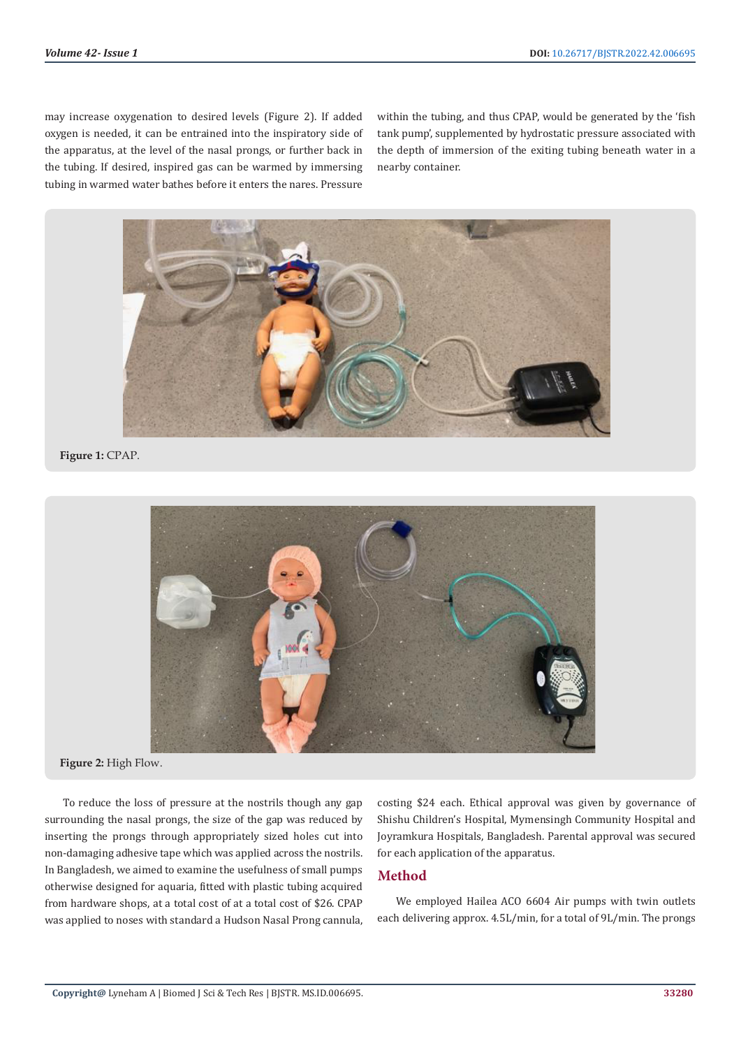may increase oxygenation to desired levels (Figure 2). If added oxygen is needed, it can be entrained into the inspiratory side of the apparatus, at the level of the nasal prongs, or further back in the tubing. If desired, inspired gas can be warmed by immersing tubing in warmed water bathes before it enters the nares. Pressure within the tubing, and thus CPAP, would be generated by the 'fish tank pump', supplemented by hydrostatic pressure associated with the depth of immersion of the exiting tubing beneath water in a nearby container.

**Figure 1:** CPAP.

**Figure 2:** High Flow.

To reduce the loss of pressure at the nostrils though any gap surrounding the nasal prongs, the size of the gap was reduced by inserting the prongs through appropriately sized holes cut into non-damaging adhesive tape which was applied across the nostrils. In Bangladesh, we aimed to examine the usefulness of small pumps otherwise designed for aquaria, fitted with plastic tubing acquired from hardware shops, at a total cost of at a total cost of $26. CPAP was applied to noses with standard a Hudson Nasal Prong cannula, costing $24 each. Ethical approval was given by governance of Shishu Children's Hospital, Mymensingh Community Hospital and Joyramkura Hospitals, Bangladesh. Parental approval was secured for each application of the apparatus.

## Method

We employed Hailea ACO 6604 Air pumps with twin outlets each delivering approx. 4.5L/min, for a total of 9L/min. The prongs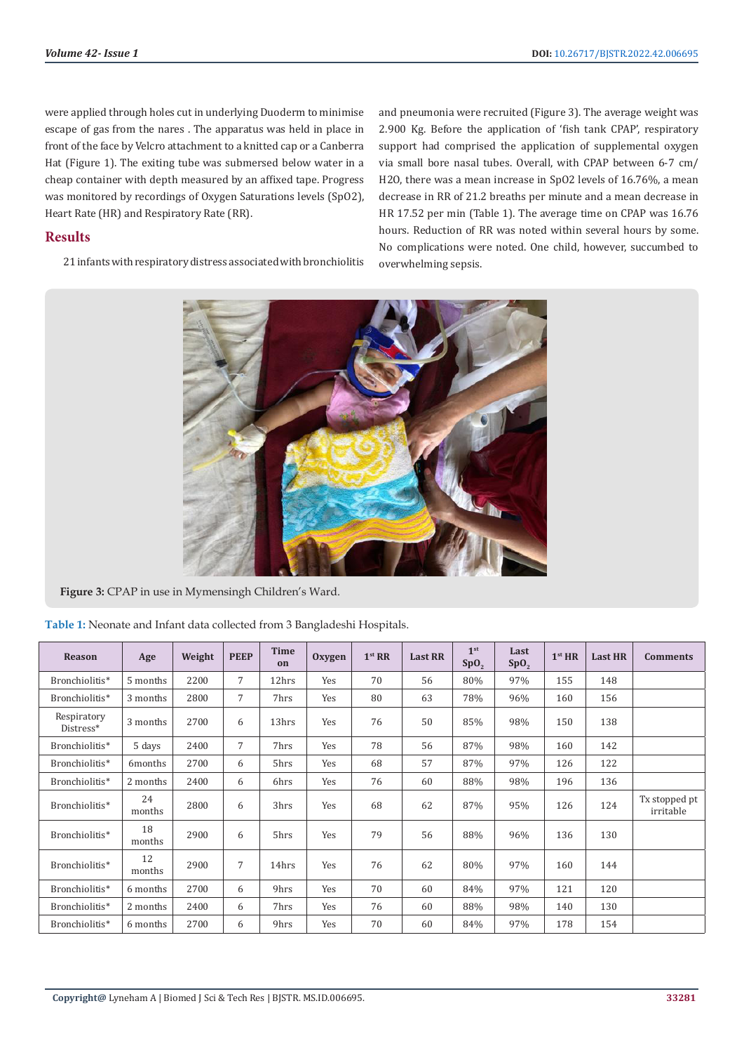were applied through holes cut in underlying Duoderm to minimise escape of gas from the nares . The apparatus was held in place in front of the face by Velcro attachment to a knitted cap or a Canberra Hat (Figure 1). The exiting tube was submersed below water in a cheap container with depth measured by an affixed tape. Progress was monitored by recordings of Oxygen Saturations levels (SpO2), Heart Rate (HR) and Respiratory Rate (RR).

## Results

21 infants with respiratory distress associated with bronchiolitis and pneumonia were recruited (Figure 3). The average weight was 2.900 Kg. Before the application of 'fish tank CPAP', respiratory support had comprised the application of supplemental oxygen via small bore nasal tubes. Overall, with CPAP between 6-7 cm/H2O, there was a mean increase in SpO2 levels of 16.76%, a mean decrease in RR of 21.2 breaths per minute and a mean decrease in HR 17.52 per min (Table 1). The average time on CPAP was 16.76 hours. Reduction of RR was noted within several hours by some. No complications were noted. One child, however, succumbed to overwhelming sepsis.

**Figure 3:** CPAP in use in Mymensingh Children's Ward.

**Table 1:** Neonate and Infant data collected from 3 Bangladeshi Hospitals.

| Reason | Age | Weight | PEEP | Time on | Oxygen | 1st RR | Last RR | 1st $SpO_2$ | Last $SpO_2$ | 1st HR | Last HR | Comments |
|---|---|---|---|---|---|---|---|---|---|---|---|---|
| Bronchiolitis* | 5 months | 2200 | 7 | 12hrs | Yes | 70 | 56 | 80% | 97% | 155 | 148 | |
| Bronchiolitis* | 3 months | 2800 | 7 | 7hrs | Yes | 80 | 63 | 78% | 96% | 160 | 156 | |
| Respiratory Distress* | 3 months | 2700 | 6 | 13hrs | Yes | 76 | 50 | 85% | 98% | 150 | 138 | |
| Bronchiolitis* | 5 days | 2400 | 7 | 7hrs | Yes | 78 | 56 | 87% | 98% | 160 | 142 | |
| Bronchiolitis* | 6months | 2700 | 6 | 5hrs | Yes | 68 | 57 | 87% | 97% | 126 | 122 | |
| Bronchiolitis* | 2 months | 2400 | 6 | 6hrs | Yes | 76 | 60 | 88% | 98% | 196 | 136 | |
| Bronchiolitis* | 24 months | 2800 | 6 | 3hrs | Yes | 68 | 62 | 87% | 95% | 126 | 124 | Tx stopped pt irritable |
| Bronchiolitis* | 18 months | 2900 | 6 | 5hrs | Yes | 79 | 56 | 88% | 96% | 136 | 130 | |
| Bronchiolitis* | 12 months | 2900 | 7 | 14hrs | Yes | 76 | 62 | 80% | 97% | 160 | 144 | |
| Bronchiolitis* | 6 months | 2700 | 6 | 9hrs | Yes | 70 | 60 | 84% | 97% | 121 | 120 | |
| Bronchiolitis* | 2 months | 2400 | 6 | 7hrs | Yes | 76 | 60 | 88% | 98% | 140 | 130 | |
| Bronchiolitis* | 6 months | 2700 | 6 | 9hrs | Yes | 70 | 60 | 84% | 97% | 178 | 154 | |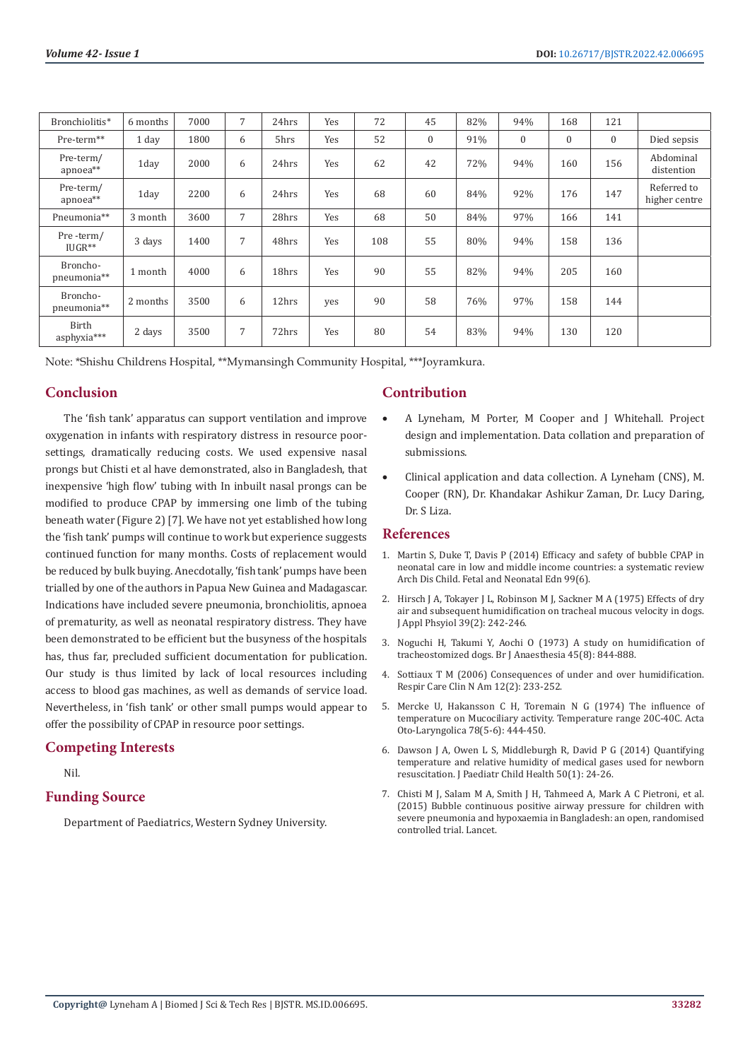| Bronchiolitis* | 6 months | 7000 | 7 | 24hrs | Yes | 72 | 45 | 82% | 94% | 168 | 121 | |
|---|---|---|---|---|---|---|---|---|---|---|---|---|
| Pre-term** | 1 day | 1800 | 6 | 5hrs | Yes | 52 | 0 | 91% | 0 | 0 | 0 | Died sepsis |
| Pre-term/ apnoea** | 1day | 2000 | 6 | 24hrs | Yes | 62 | 42 | 72% | 94% | 160 | 156 | Abdominal distention |
| Pre-term/ apnoea** | 1day | 2200 | 6 | 24hrs | Yes | 68 | 60 | 84% | 92% | 176 | 147 | Referred to higher centre |
| Pneumonia** | 3 month | 3600 | 7 | 28hrs | Yes | 68 | 50 | 84% | 97% | 166 | 141 | |
| Pre -term/ IUGR** | 3 days | 1400 | 7 | 48hrs | Yes | 108 | 55 | 80% | 94% | 158 | 136 | |
| Broncho-pneumonia** | 1 month | 4000 | 6 | 18hrs | Yes | 90 | 55 | 82% | 94% | 205 | 160 | |
| Broncho-pneumonia** | 2 months | 3500 | 6 | 12hrs | yes | 90 | 58 | 76% | 97% | 158 | 144 | |
| Birth asphyxia*** | 2 days | 3500 | 7 | 72hrs | Yes | 80 | 54 | 83% | 94% | 130 | 120 | |

Note: *Shishu Childrens Hospital, **Mymansingh Community Hospital, ***Joyramkura.

## Conclusion

The 'fish tank' apparatus can support ventilation and improve oxygenation in infants with respiratory distress in resource poor-settings, dramatically reducing costs. We used expensive nasal prongs but Chisti et al have demonstrated, also in Bangladesh, that inexpensive 'high flow' tubing with In inbuilt nasal prongs can be modified to produce CPAP by immersing one limb of the tubing beneath water (Figure 2) [7]. We have not yet established how long the 'fish tank' pumps will continue to work but experience suggests continued function for many months. Costs of replacement would be reduced by bulk buying. Anecdotally, 'fish tank' pumps have been trialled by one of the authors in Papua New Guinea and Madagascar. Indications have included severe pneumonia, bronchiolitis, apnoea of prematurity, as well as neonatal respiratory distress. They have been demonstrated to be efficient but the busyness of the hospitals has, thus far, precluded sufficient documentation for publication. Our study is thus limited by lack of local resources including access to blood gas machines, as well as demands of service load. Nevertheless, in 'fish tank' or other small pumps would appear to offer the possibility of CPAP in resource poor settings.

## Competing Interests

Nil.

## Funding Source

Department of Paediatrics, Western Sydney University.

## Contribution

- A Lyneham, M Porter, M Cooper and J Whitehall. Project design and implementation. Data collation and preparation of submissions.
- Clinical application and data collection. A Lyneham (CNS), M. Cooper (RN), Dr. Khandakar Ashikur Zaman, Dr. Lucy Daring, Dr. S Liza.

## References

1. Martin S, Duke T, Davis P (2014) Efficacy and safety of bubble CPAP in neonatal care in low and middle income countries: a systematic review Arch Dis Child. Fetal and Neonatal Edn 99(6).
2. Hirsch J A, Tokayer J L, Robinson M J, Sackner M A (1975) Effects of dry air and subsequent humidification on tracheal mucous velocity in dogs. J Appl Phsyiol 39(2): 242-246.
3. Noguchi H, Takumi Y, Aochi O (1973) A study on humidification of tracheostomized dogs. Br J Anaesthesia 45(8): 844-888.
4. Sottiaux T M (2006) Consequences of under and over humidification. Respir Care Clin N Am 12(2): 233-252.
5. Mercke U, Hakansson C H, Toremain N G (1974) The influence of temperature on Mucociliary activity. Temperature range 20C-40C. Acta Oto-Laryngolica 78(5-6): 444-450.
6. Dawson J A, Owen L S, Middleburgh R, David P G (2014) Quantifying temperature and relative humidity of medical gases used for newborn resuscitation. J Paediatr Child Health 50(1): 24-26.
7. Chisti M J, Salam M A, Smith J H, Tahmeed A, Mark A C Pietroni, et al. (2015) Bubble continuous positive airway pressure for children with severe pneumonia and hypoxaemia in Bangladesh: an open, randomised controlled trial. Lancet.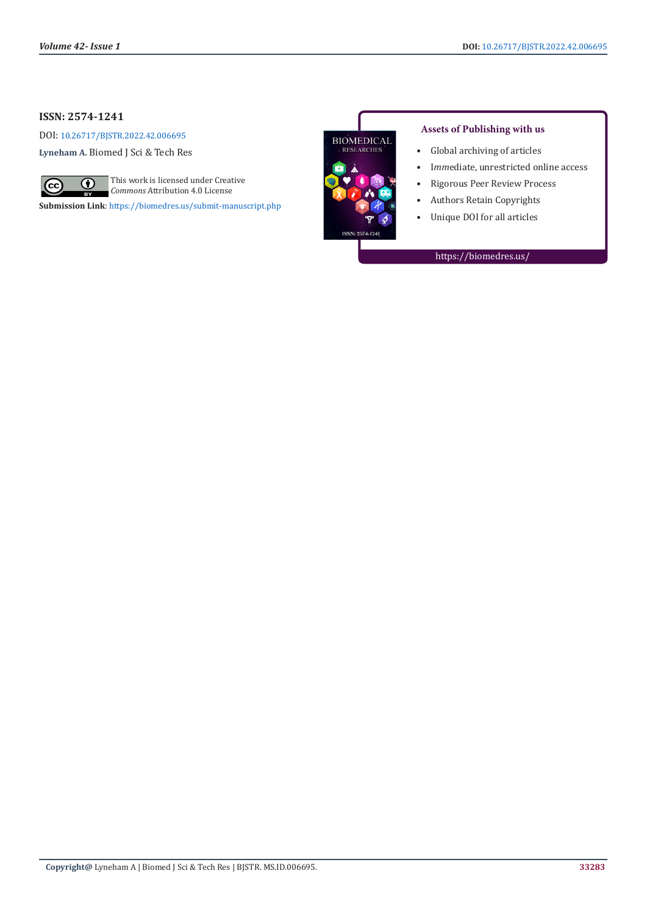**ISSN: 2574-1241**

DOI: 10.26717/BJSTR.2022.42.006695

**Lyneham A.** Biomed J Sci & Tech Res

This work is licensed under Creative *Commons* Attribution 4.0 License

**Submission Link**: https://biomedres.us/submit-manuscript.php

**Assets of Publishing with us**

- Global archiving of articles
- Immediate, unrestricted online access
- Rigorous Peer Review Process
- Authors Retain Copyrights
- Unique DOI for all articles

https://biomedres.us/